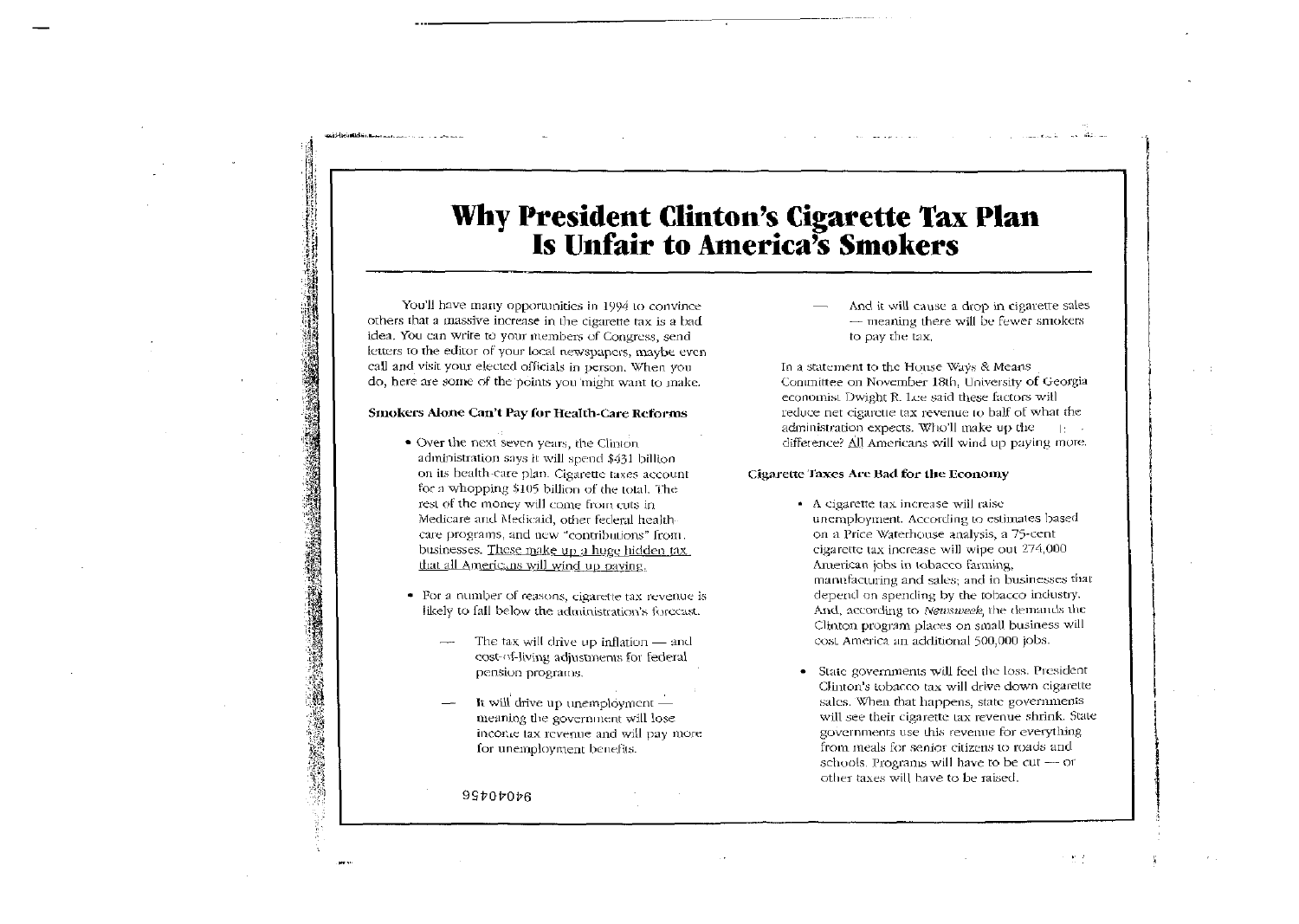# Why President Clinton's Cigarette Tax Plan Is Unfair to America's Smokers

You'll have many opportunities in 1994 to convince others that a massive increase in the cigarette tax is a bad idea. You can write to your members of Congress, send letters to the editor of your local newspapers, maybe even call and visit your elected officials in person. When you do, here are some of the points you might want to make.

### Smokers Alone Can't Pay for Health-Care Reforms

- Over the next seven years, the Clinton administration says it will spend $431 billion on its health-care plan. Cigarette taxes account for a whopping $105 billion of the total. The rest of the money will come from cuts in Medicare and Medicaid, other federal health-care programs, and new "contributions" from businesses. <u>These make up a huge hidden tax that all Americans will wind up paying.</u>

- For a number of reasons, cigarette tax revenue is likely to fall below the administration's forecast.

  — The tax will drive up inflation — and cost-of-living adjustments for federal pension programs.

  — It will drive up unemployment — meaning the government will lose income tax revenue and will pay more for unemployment benefits.

  — And it will cause a drop in cigarette sales — meaning there will be fewer smokers to pay the tax.

In a statement to the House Ways & Means Committee on November 18th, University of Georgia economist Dwight R. Lee said these factors will reduce net cigarette tax revenue to half of what the administration expects. Who'll make up the difference? <u>All</u> Americans will wind up paying more.

### Cigarette Taxes Are Bad for the Economy

- A cigarette tax increase will raise unemployment. According to estimates based on a Price Waterhouse analysis, a 75-cent cigarette tax increase will wipe out 274,000 American jobs in tobacco farming, manufacturing and sales; and in businesses that depend on spending by the tobacco industry. And, according to *Newsweek*, the demands the Clinton program places on small business will cost America an additional 500,000 jobs.

- State governments will feel the loss. President Clinton's tobacco tax will drive down cigarette sales. When that happens, state governments will see their cigarette tax revenue shrink. State governments use this revenue for everything from meals for senior citizens to roads and schools. Programs will have to be cut — or other taxes will have to be raised.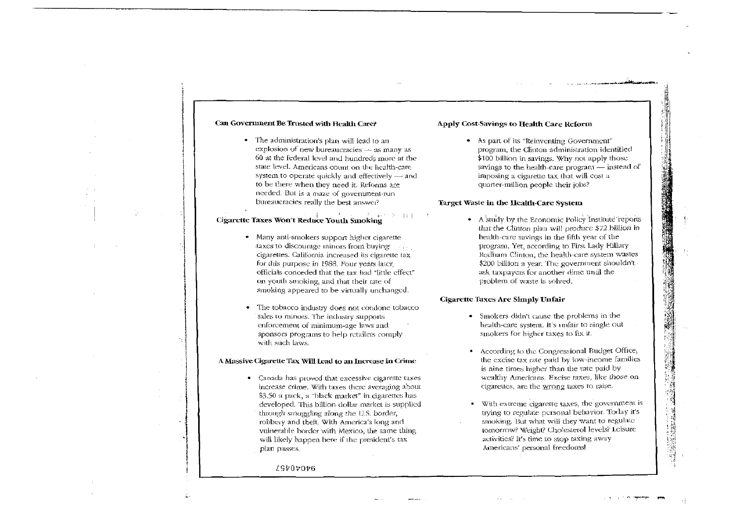### Can Government Be Trusted with Health Care?

- The administration's plan will lead to an explosion of new bureaucracies — as many as 60 at the federal level and hundreds more at the state level. Americans count on the health-care system to operate quickly and effectively — and to be there when they need it. Reforms are needed. But is a maze of government-run bureaucracies really the best answer?

### Cigarette Taxes Won't Reduce Youth Smoking

- Many anti-smokers support higher cigarette taxes to discourage minors from buying cigarettes. California increased its cigarette tax *for this purpose* in 1988. Four years later, officials conceded that the tax had "little effect" on youth smoking, and that their rate of smoking appeared to be virtually unchanged.
- The tobacco industry does not condone tobacco sales to minors. The industry supports enforcement of minimum-age laws and sponsors programs to help retailers comply with such laws.

### A Massive Cigarette Tax Will Lead to an Increase in Crime

- Canada has proved that excessive cigarette taxes increase crime. With taxes there averaging about $3.50 a pack, a "black market" in cigarettes has developed. This billion-dollar market is supplied *through smuggling along the U.S. border*, robbery and theft. With America's long and vulnerable border with Mexico, the same thing will likely happen here if the president's tax plan passes.

### Apply Cost-Savings to Health Care Reform

- As part of its "Reinventing Government" program, the Clinton administration identified $100 billion in savings. Why not apply those savings to the health-care program — instead of imposing a cigarette tax that will cost a quarter-million people their jobs?

### Target Waste in the Health-Care System

- A study by the Economic Policy Institute reports that the Clinton plan will produce $72 billion in health-care savings in the fifth year of the program. Yet, according to First Lady Hillary Rodham Clinton, the health-care system wastes $200 billion a year. The government shouldn't ask taxpayers for another dime until the problem of waste is solved.

### Cigarette Taxes Are Simply Unfair

- Smokers didn't cause the problems in the health-care system. It's unfair to single out smokers for higher taxes to fix it.
- According to the Congressional Budget Office, the excise tax rate paid by low-income families is nine times higher than the rate paid by wealthy Americans. Excise taxes, like those on cigarettes, are the wrong taxes to raise.
- With extreme cigarette taxes, the government is trying to regulate personal behavior. Today it's smoking. But what will they want to regulate tomorrow? Weight? Cholesterol levels? Leisure activities? It's time to stop taxing away Americans' personal freedoms!

94040457